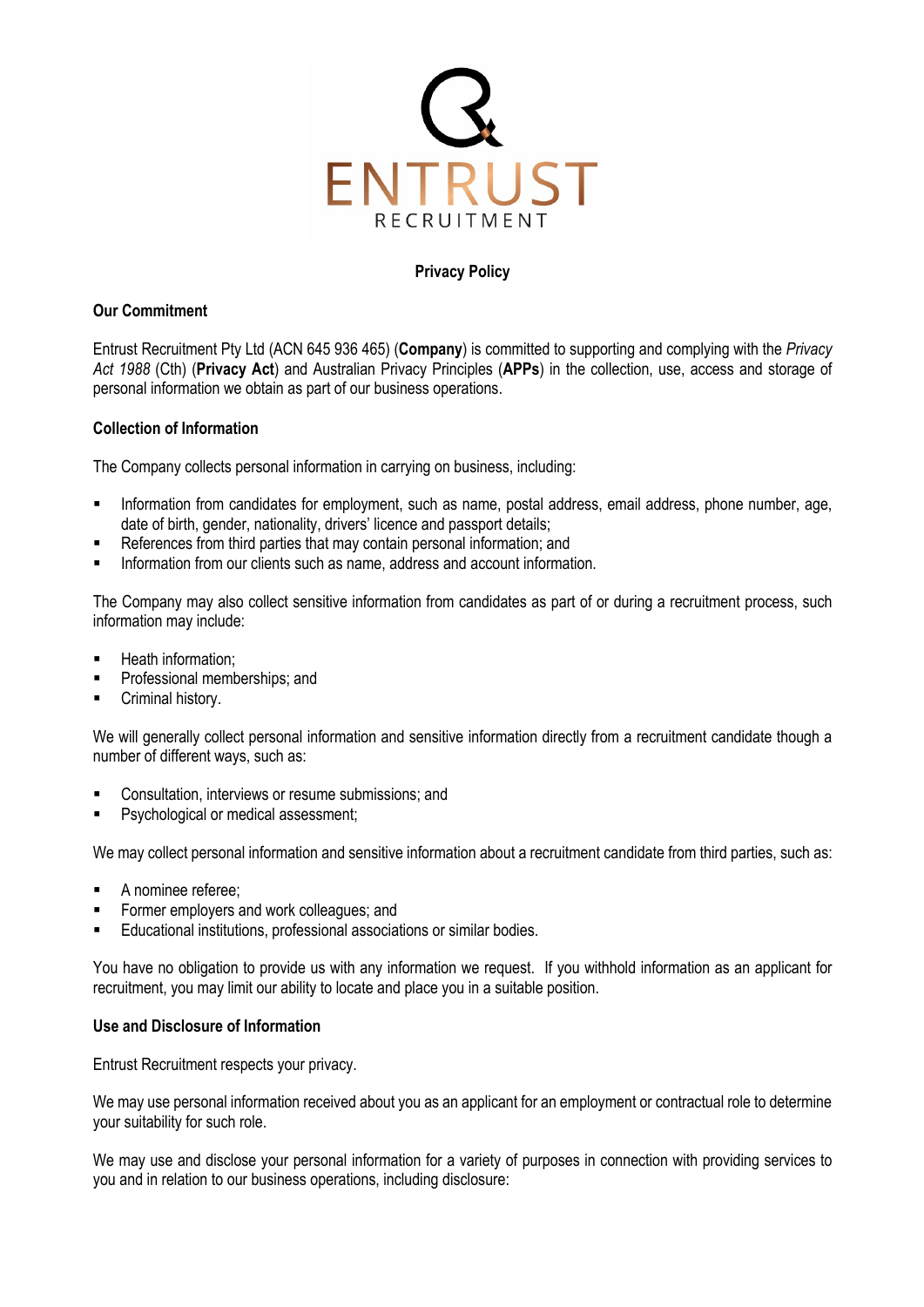ENTRUST
RECRUITMENT

# Privacy Policy

## Our Commitment

Entrust Recruitment Pty Ltd (ACN 645 936 465) (**Company**) is committed to supporting and complying with the *Privacy Act 1988* (Cth) (**Privacy Act**) and Australian Privacy Principles (**APPs**) in the collection, use, access and storage of personal information we obtain as part of our business operations.

## Collection of Information

The Company collects personal information in carrying on business, including:

- Information from candidates for employment, such as name, postal address, email address, phone number, age, date of birth, gender, nationality, drivers' licence and passport details;
- References from third parties that may contain personal information; and
- Information from our clients such as name, address and account information.

The Company may also collect sensitive information from candidates as part of or during a recruitment process, such information may include:

- Heath information;
- Professional memberships; and
- Criminal history.

We will generally collect personal information and sensitive information directly from a recruitment candidate though a number of different ways, such as:

- Consultation, interviews or resume submissions; and
- Psychological or medical assessment;

We may collect personal information and sensitive information about a recruitment candidate from third parties, such as:

- A nominee referee;
- Former employers and work colleagues; and
- Educational institutions, professional associations or similar bodies.

You have no obligation to provide us with any information we request. If you withhold information as an applicant for recruitment, you may limit our ability to locate and place you in a suitable position.

## Use and Disclosure of Information

Entrust Recruitment respects your privacy.

We may use personal information received about you as an applicant for an employment or contractual role to determine your suitability for such role.

We may use and disclose your personal information for a variety of purposes in connection with providing services to you and in relation to our business operations, including disclosure: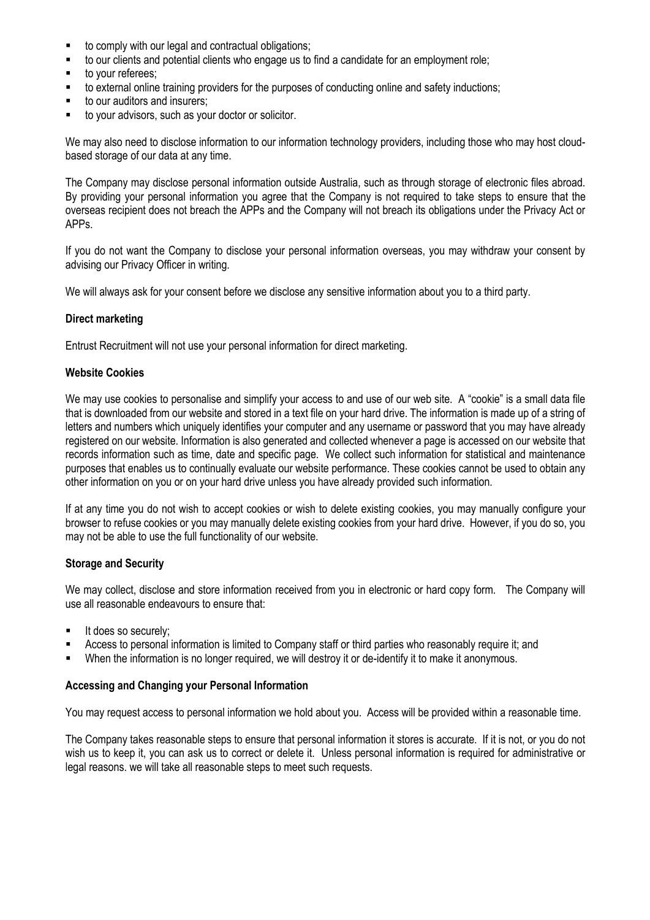- to comply with our legal and contractual obligations;
- to our clients and potential clients who engage us to find a candidate for an employment role;
- to your referees;
- to external online training providers for the purposes of conducting online and safety inductions;
- to our auditors and insurers;
- to your advisors, such as your doctor or solicitor.

We may also need to disclose information to our information technology providers, including those who may host cloud-based storage of our data at any time.

The Company may disclose personal information outside Australia, such as through storage of electronic files abroad. By providing your personal information you agree that the Company is not required to take steps to ensure that the overseas recipient does not breach the APPs and the Company will not breach its obligations under the Privacy Act or APPs.

If you do not want the Company to disclose your personal information overseas, you may withdraw your consent by advising our Privacy Officer in writing.

We will always ask for your consent before we disclose any sensitive information about you to a third party.

**Direct marketing**

Entrust Recruitment will not use your personal information for direct marketing.

**Website Cookies**

We may use cookies to personalise and simplify your access to and use of our web site. A "cookie" is a small data file that is downloaded from our website and stored in a text file on your hard drive. The information is made up of a string of letters and numbers which uniquely identifies your computer and any username or password that you may have already registered on our website. Information is also generated and collected whenever a page is accessed on our website that records information such as time, date and specific page. We collect such information for statistical and maintenance purposes that enables us to continually evaluate our website performance. These cookies cannot be used to obtain any other information on you or on your hard drive unless you have already provided such information.

If at any time you do not wish to accept cookies or wish to delete existing cookies, you may manually configure your browser to refuse cookies or you may manually delete existing cookies from your hard drive. However, if you do so, you may not be able to use the full functionality of our website.

**Storage and Security**

We may collect, disclose and store information received from you in electronic or hard copy form. The Company will use all reasonable endeavours to ensure that:

- It does so securely;
- Access to personal information is limited to Company staff or third parties who reasonably require it; and
- When the information is no longer required, we will destroy it or de-identify it to make it anonymous.

**Accessing and Changing your Personal Information**

You may request access to personal information we hold about you. Access will be provided within a reasonable time.

The Company takes reasonable steps to ensure that personal information it stores is accurate. If it is not, or you do not wish us to keep it, you can ask us to correct or delete it. Unless personal information is required for administrative or legal reasons. we will take all reasonable steps to meet such requests.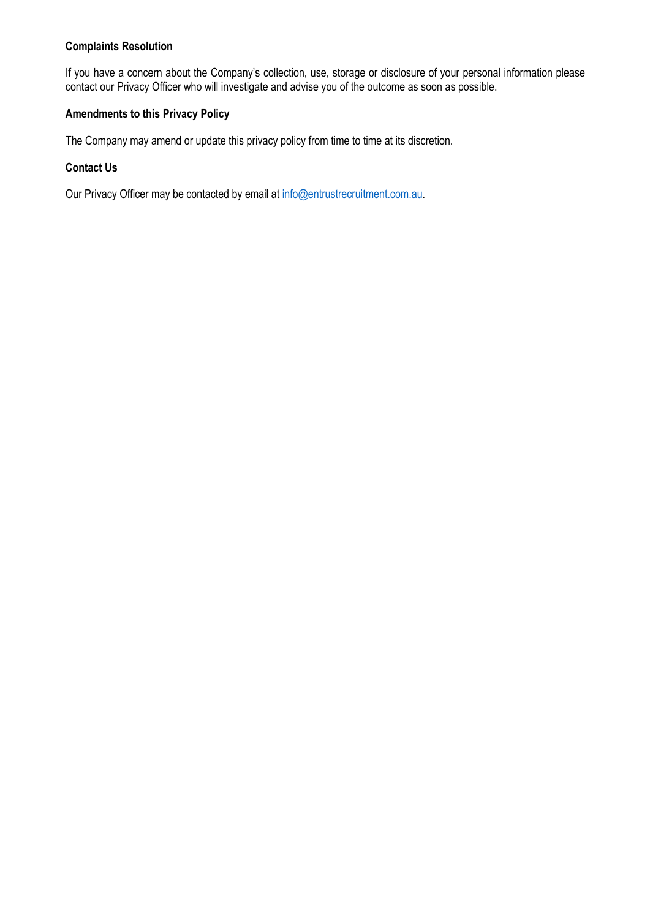**Complaints Resolution**

If you have a concern about the Company's collection, use, storage or disclosure of your personal information please contact our Privacy Officer who will investigate and advise you of the outcome as soon as possible.

**Amendments to this Privacy Policy**

The Company may amend or update this privacy policy from time to time at its discretion.

**Contact Us**

Our Privacy Officer may be contacted by email at info@entrustrecruitment.com.au.